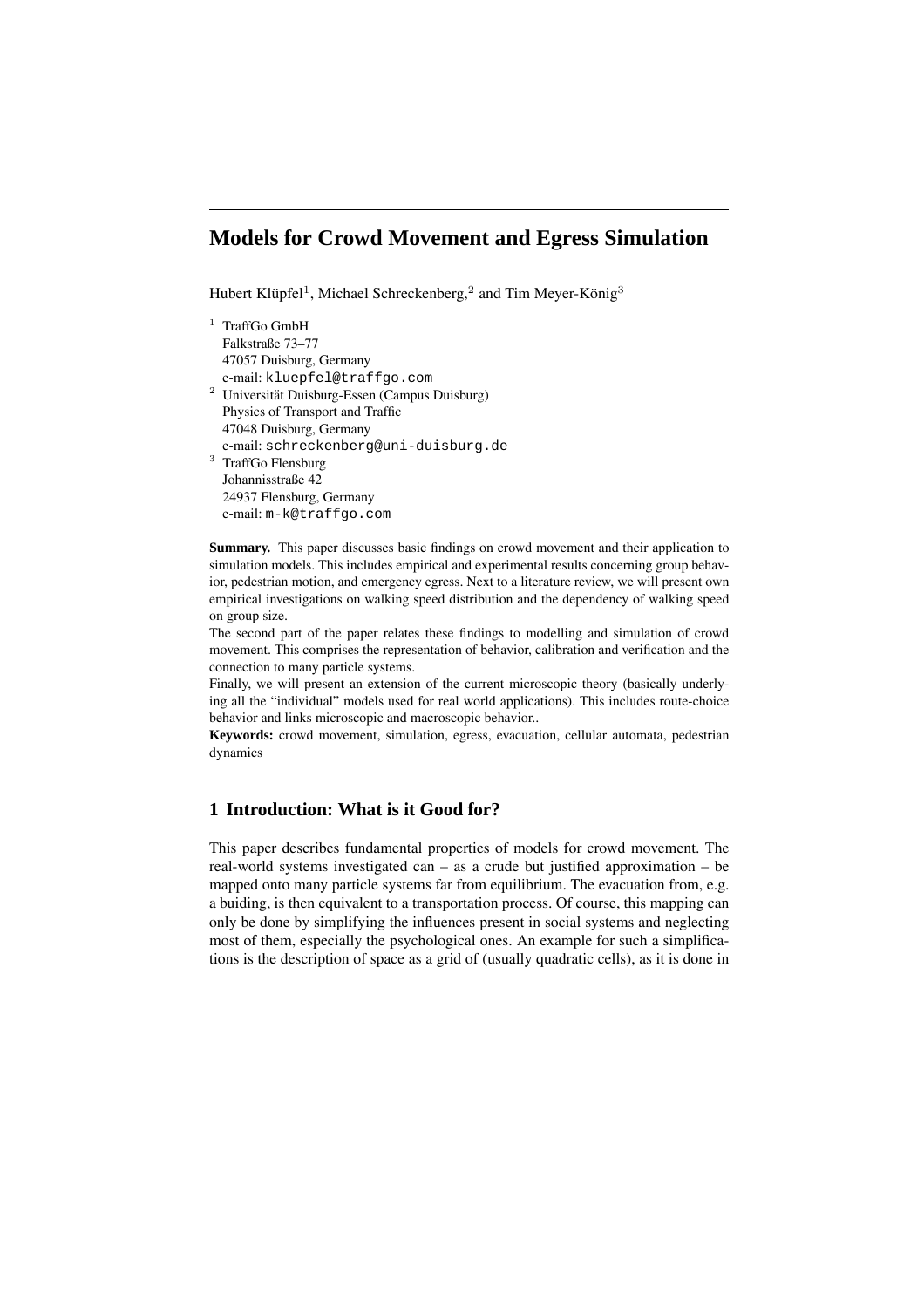# Models for Crowd Movement and Egress Simulation

Hubert Klüpfel[1], Michael Schreckenberg,[2] and Tim Meyer-König[3]

[1] TraffGo GmbH
Falkstraße 73–77
47057 Duisburg, Germany
e-mail: kluepfel@traffgo.com

[2] Universität Duisburg-Essen (Campus Duisburg)
Physics of Transport and Traffic
47048 Duisburg, Germany
e-mail: schreckenberg@uni-duisburg.de

[3] TraffGo Flensburg
Johannisstraße 42
24937 Flensburg, Germany
e-mail: m-k@traffgo.com

**Summary.** This paper discusses basic findings on crowd movement and their application to simulation models. This includes empirical and experimental results concerning group behavior, pedestrian motion, and emergency egress. Next to a literature review, we will present own empirical investigations on walking speed distribution and the dependency of walking speed on group size.

The second part of the paper relates these findings to modelling and simulation of crowd movement. This comprises the representation of behavior, calibration and verification and the connection to many particle systems.

Finally, we will present an extension of the current microscopic theory (basically underlying all the "individual" models used for real world applications). This includes route-choice behavior and links microscopic and macroscopic behavior..

**Keywords:** crowd movement, simulation, egress, evacuation, cellular automata, pedestrian dynamics

## 1 Introduction: What is it Good for?

This paper describes fundamental properties of models for crowd movement. The real-world systems investigated can – as a crude but justified approximation – be mapped onto many particle systems far from equilibrium. The evacuation from, e.g. a buiding, is then equivalent to a transportation process. Of course, this mapping can only be done by simplifying the influences present in social systems and neglecting most of them, especially the psychological ones. An example for such a simplifications is the description of space as a grid of (usually quadratic cells), as it is done in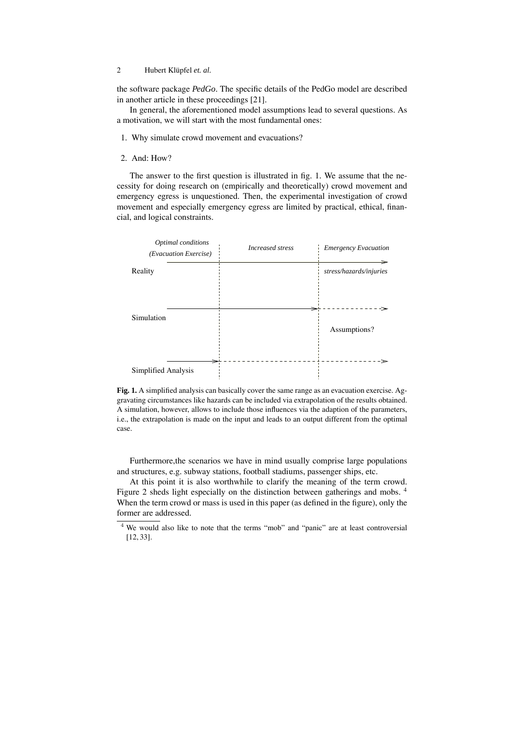the software package *PedGo*. The specific details of the PedGo model are described in another article in these proceedings [21].

In general, the aforementioned model assumptions lead to several questions. As a motivation, we will start with the most fundamental ones:

1. Why simulate crowd movement and evacuations?
2. And: How?

The answer to the first question is illustrated in fig. 1. We assume that the necessity for doing research on (empirically and theoretically) crowd movement and emergency egress is unquestioned. Then, the experimental investigation of crowd movement and especially emergency egress are limited by practical, ethical, financial, and logical constraints.

**Fig. 1.** A simplified analysis can basically cover the same range as an evacuation exercise. Aggravating circumstances like hazards can be included via extrapolation of the results obtained. A simulation, however, allows to include those influences via the adaption of the parameters, i.e., the extrapolation is made on the input and leads to an output different from the optimal case.

Furthermore,the scenarios we have in mind usually comprise large populations and structures, e.g. subway stations, football stadiums, passenger ships, etc.

At this point it is also worthwhile to clarify the meaning of the term crowd. Figure 2 sheds light especially on the distinction between gatherings and mobs. [4] When the term crowd or mass is used in this paper (as defined in the figure), only the former are addressed.

[4] We would also like to note that the terms "mob" and "panic" are at least controversial [12, 33].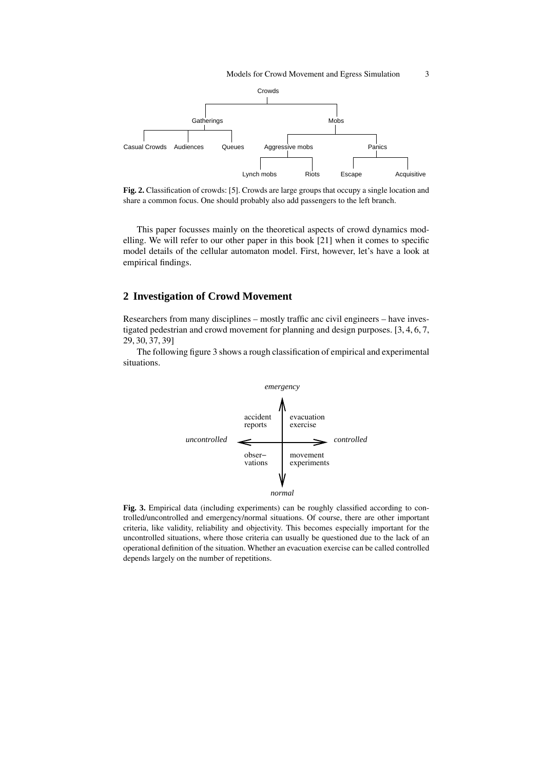Crowds

- Gatherings
  - Casual Crowds
  - Audiences
  - Queues
- Mobs
  - Aggressive mobs
    - Lynch mobs
    - Riots
  - Panics
    - Escape
    - Acquisitive

**Fig. 2.** Classification of crowds: [5]. Crowds are large groups that occupy a single location and share a common focus. One should probably also add passengers to the left branch.

This paper focusses mainly on the theoretical aspects of crowd dynamics modelling. We will refer to our other paper in this book [21] when it comes to specific model details of the cellular automaton model. First, however, let's have a look at empirical findings.

## 2 Investigation of Crowd Movement

Researchers from many disciplines – mostly traffic anc civil engineers – have investigated pedestrian and crowd movement for planning and design purposes. [3, 4, 6, 7, 29, 30, 37, 39]

The following figure 3 shows a rough classification of empirical and experimental situations.

| | *uncontrolled* | *controlled* |
|---|---|---|
| *emergency* | accident reports | evacuation exercise |
| *normal* | obser–vations | movement experiments |

**Fig. 3.** Empirical data (including experiments) can be roughly classified according to controlled/uncontrolled and emergency/normal situations. Of course, there are other important criteria, like validity, reliability and objectivity. This becomes especially important for the uncontrolled situations, where those criteria can usually be questioned due to the lack of an operational definition of the situation. Whether an evacuation exercise can be called controlled depends largely on the number of repetitions.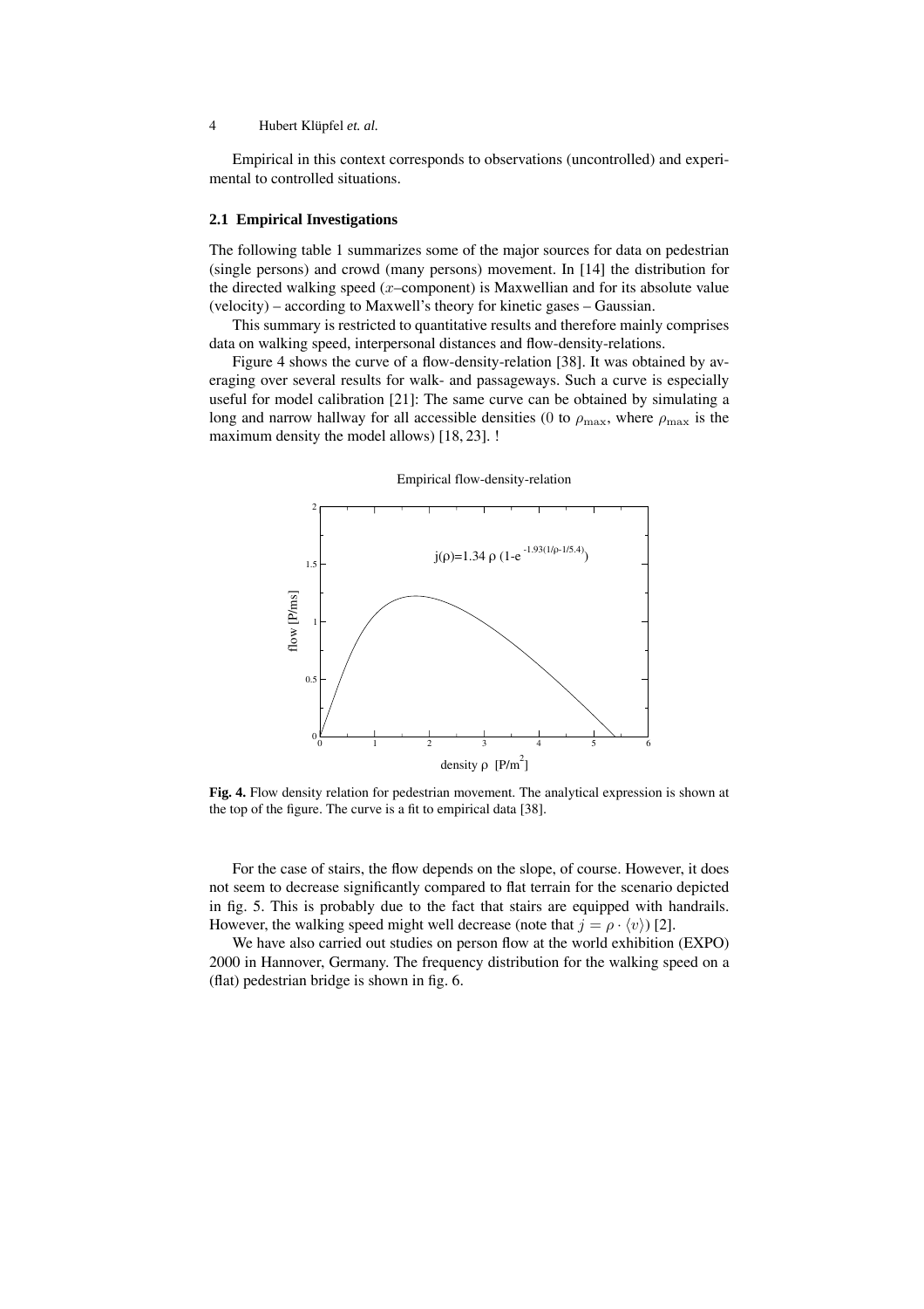Empirical in this context corresponds to observations (uncontrolled) and experimental to controlled situations.

### 2.1 Empirical Investigations

The following table 1 summarizes some of the major sources for data on pedestrian (single persons) and crowd (many persons) movement. In [14] the distribution for the directed walking speed ($x$–component) is Maxwellian and for its absolute value (velocity) – according to Maxwell's theory for kinetic gases – Gaussian.

This summary is restricted to quantitative results and therefore mainly comprises data on walking speed, interpersonal distances and flow-density-relations.

Figure 4 shows the curve of a flow-density-relation [38]. It was obtained by averaging over several results for walk- and passageways. Such a curve is especially useful for model calibration [21]: The same curve can be obtained by simulating a long and narrow hallway for all accessible densities (0 to $\rho_{\max}$, where $\rho_{\max}$ is the maximum density the model allows) [18, 23]. !

Empirical flow-density-relation

$j(\rho)=1.34\,\rho\,(1-e^{-1.93(1/\rho-1/5.4)})$

**Fig. 4.** Flow density relation for pedestrian movement. The analytical expression is shown at the top of the figure. The curve is a fit to empirical data [38].

For the case of stairs, the flow depends on the slope, of course. However, it does not seem to decrease significantly compared to flat terrain for the scenario depicted in fig. 5. This is probably due to the fact that stairs are equipped with handrails. However, the walking speed might well decrease (note that $j = \rho \cdot \langle v \rangle$) [2].

We have also carried out studies on person flow at the world exhibition (EXPO) 2000 in Hannover, Germany. The frequency distribution for the walking speed on a (flat) pedestrian bridge is shown in fig. 6.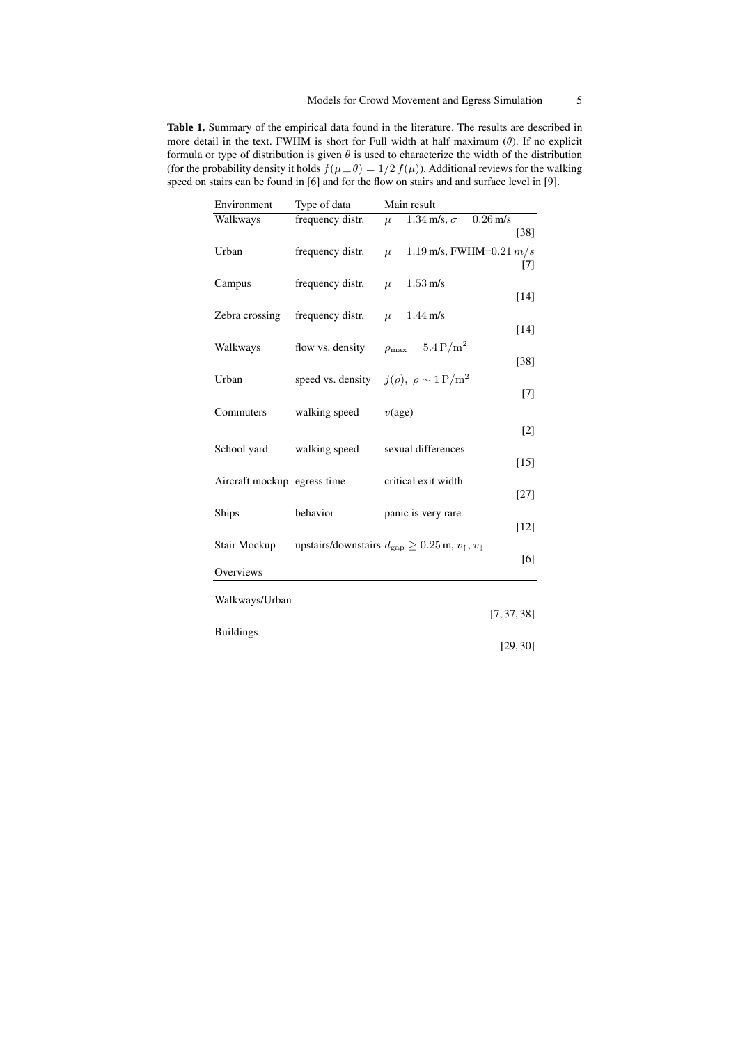**Table 1.** Summary of the empirical data found in the literature. The results are described in more detail in the text. FWHM is short for Full width at half maximum ($\theta$). If no explicit formula or type of distribution is given $\theta$ is used to characterize the width of the distribution (for the probability density it holds $f(\mu \pm \theta) = 1/2\, f(\mu)$). Additional reviews for the walking speed on stairs can be found in [6] and for the flow on stairs and and surface level in [9].

| Environment | Type of data | Main result | |
|---|---|---|---|
| Walkways | frequency distr. | $\mu = 1.34$ m/s, $\sigma = 0.26$ m/s | [38] |
| Urban | frequency distr. | $\mu = 1.19$ m/s, FWHM=0.21 $m/s$ | [7] |
| Campus | frequency distr. | $\mu = 1.53$ m/s | [14] |
| Zebra crossing | frequency distr. | $\mu = 1.44$ m/s | [14] |
| Walkways | flow vs. density | $\rho_{\max} = 5.4\,\mathrm{P/m^2}$ | [38] |
| Urban | speed vs. density | $j(\rho),\ \rho \sim 1\,\mathrm{P/m^2}$ | [7] |
| Commuters | walking speed | $v$(age) | [2] |
| School yard | walking speed | sexual differences | [15] |
| Aircraft mockup | egress time | critical exit width | [27] |
| Ships | behavior | panic is very rare | [12] |
| Stair Mockup | upstairs/downstairs | $d_{\mathrm{gap}} \geq 0.25$ m, $v_{\uparrow}$, $v_{\downarrow}$ | [6] |
| Overviews | | | |
| Walkways/Urban | | | [7, 37, 38] |
| Buildings | | | [29, 30] |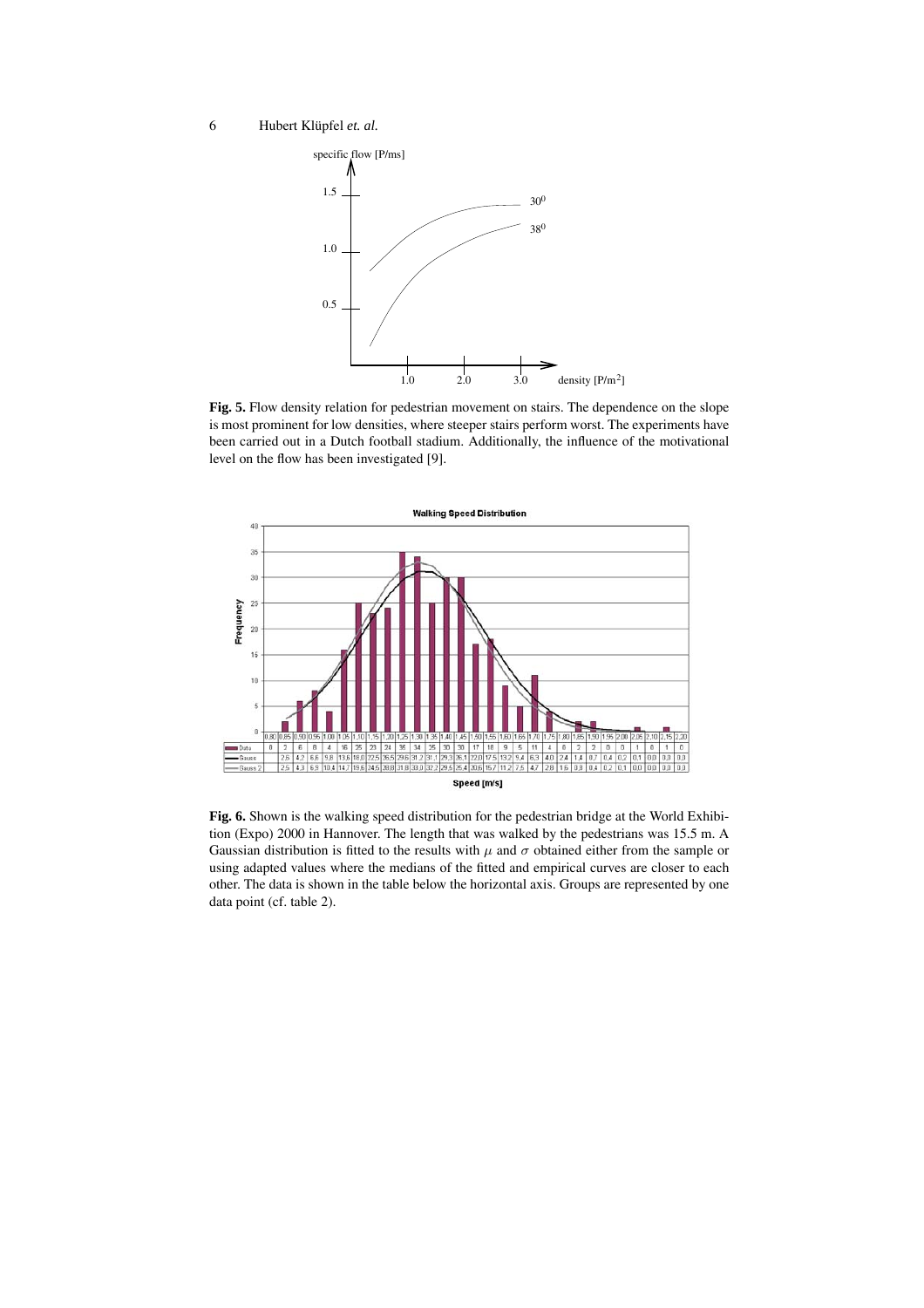**Fig. 5.** Flow density relation for pedestrian movement on stairs. The dependence on the slope is most prominent for low densities, where steeper stairs perform worst. The experiments have been carried out in a Dutch football stadium. Additionally, the influence of the motivational level on the flow has been investigated [9].

**Fig. 6.** Shown is the walking speed distribution for the pedestrian bridge at the World Exhibition (Expo) 2000 in Hannover. The length that was walked by the pedestrians was 15.5 m. A Gaussian distribution is fitted to the results with $\mu$ and $\sigma$ obtained either from the sample or using adapted values where the medians of the fitted and empirical curves are closer to each other. The data is shown in the table below the horizontal axis. Groups are represented by one data point (cf. table 2).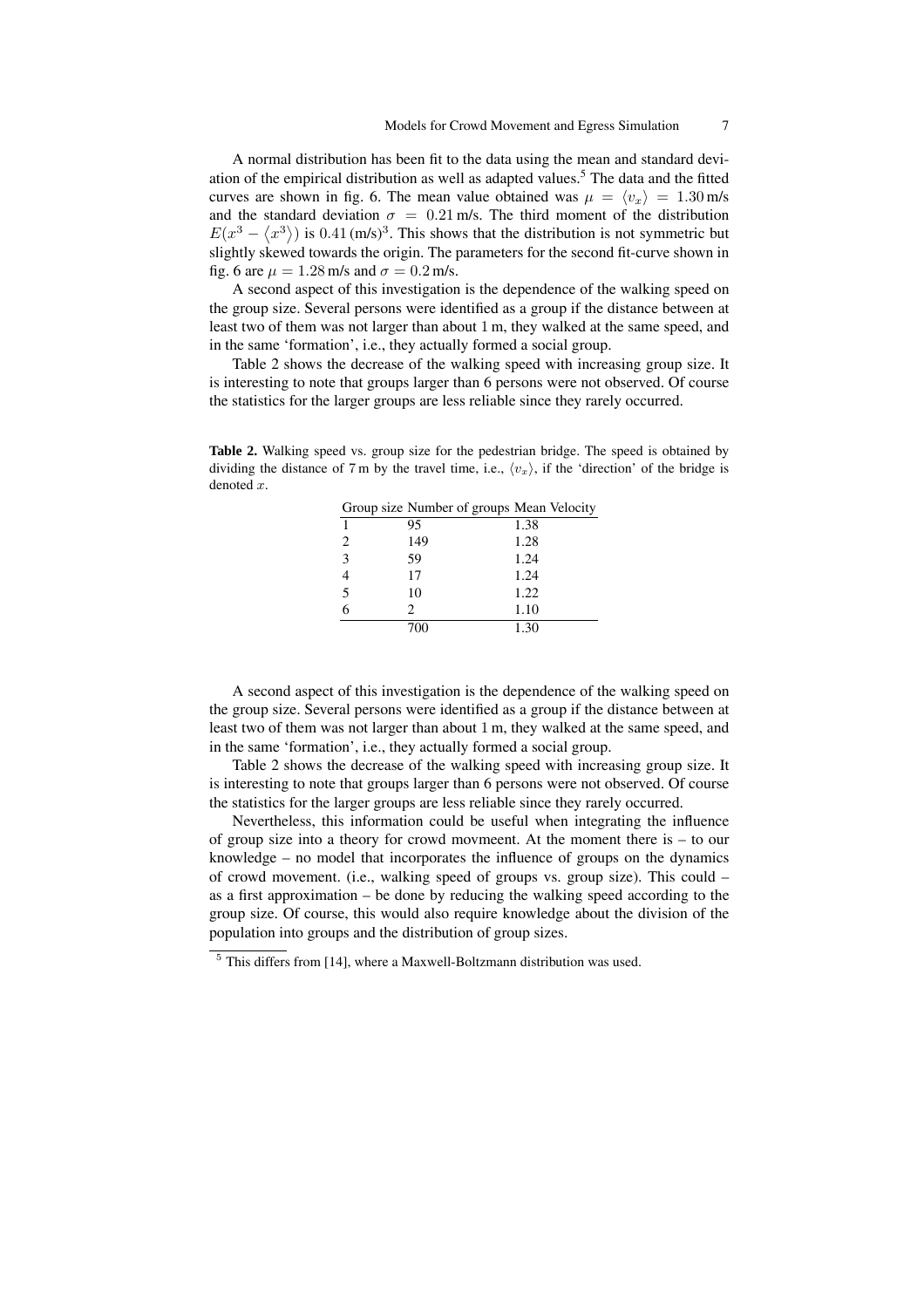A normal distribution has been fit to the data using the mean and standard deviation of the empirical distribution as well as adapted values.[5] The data and the fitted curves are shown in fig. 6. The mean value obtained was $\mu = \langle v_x \rangle = 1.30\,\text{m/s}$ and the standard deviation $\sigma = 0.21\,\text{m/s}$. The third moment of the distribution $E(x^3 - \langle x^3 \rangle)$ is $0.41\,(\text{m/s})^3$. This shows that the distribution is not symmetric but slightly skewed towards the origin. The parameters for the second fit-curve shown in fig. 6 are $\mu = 1.28\,\text{m/s}$ and $\sigma = 0.2\,\text{m/s}$.

A second aspect of this investigation is the dependence of the walking speed on the group size. Several persons were identified as a group if the distance between at least two of them was not larger than about 1 m, they walked at the same speed, and in the same 'formation', i.e., they actually formed a social group.

Table 2 shows the decrease of the walking speed with increasing group size. It is interesting to note that groups larger than 6 persons were not observed. Of course the statistics for the larger groups are less reliable since they rarely occurred.

**Table 2.** Walking speed vs. group size for the pedestrian bridge. The speed is obtained by dividing the distance of 7 m by the travel time, i.e., $\langle v_x \rangle$, if the 'direction' of the bridge is denoted $x$.

| Group size | Number of groups | Mean Velocity |
|---|---|---|
| 1 | 95 | 1.38 |
| 2 | 149 | 1.28 |
| 3 | 59 | 1.24 |
| 4 | 17 | 1.24 |
| 5 | 10 | 1.22 |
| 6 | 2 | 1.10 |
| | 700 | 1.30 |

A second aspect of this investigation is the dependence of the walking speed on the group size. Several persons were identified as a group if the distance between at least two of them was not larger than about 1 m, they walked at the same speed, and in the same 'formation', i.e., they actually formed a social group.

Table 2 shows the decrease of the walking speed with increasing group size. It is interesting to note that groups larger than 6 persons were not observed. Of course the statistics for the larger groups are less reliable since they rarely occurred.

Nevertheless, this information could be useful when integrating the influence of group size into a theory for crowd movmeent. At the moment there is – to our knowledge – no model that incorporates the influence of groups on the dynamics of crowd movement. (i.e., walking speed of groups vs. group size). This could – as a first approximation – be done by reducing the walking speed according to the group size. Of course, this would also require knowledge about the division of the population into groups and the distribution of group sizes.

---

[5] This differs from [14], where a Maxwell-Boltzmann distribution was used.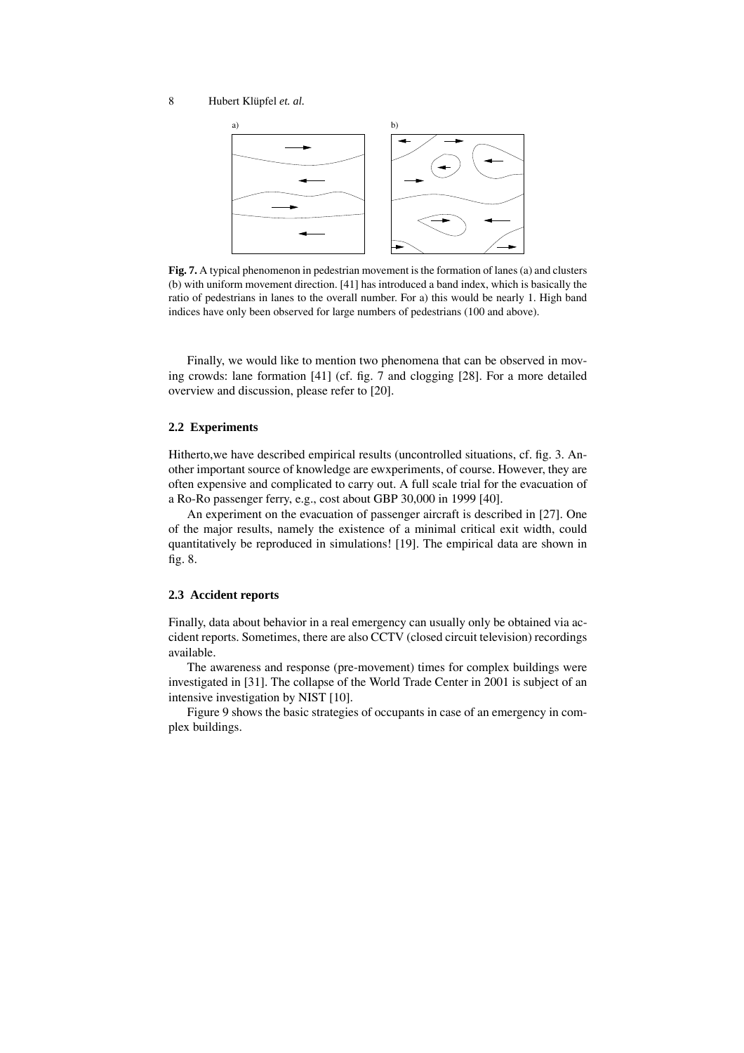**Fig. 7.** A typical phenomenon in pedestrian movement is the formation of lanes (a) and clusters (b) with uniform movement direction. [41] has introduced a band index, which is basically the ratio of pedestrians in lanes to the overall number. For a) this would be nearly 1. High band indices have only been observed for large numbers of pedestrians (100 and above).

Finally, we would like to mention two phenomena that can be observed in moving crowds: lane formation [41] (cf. fig. 7 and clogging [28]. For a more detailed overview and discussion, please refer to [20].

### 2.2 Experiments

Hitherto,we have described empirical results (uncontrolled situations, cf. fig. 3. Another important source of knowledge are ewxperiments, of course. However, they are often expensive and complicated to carry out. A full scale trial for the evacuation of a Ro-Ro passenger ferry, e.g., cost about GBP 30,000 in 1999 [40].

An experiment on the evacuation of passenger aircraft is described in [27]. One of the major results, namely the existence of a minimal critical exit width, could quantitatively be reproduced in simulations! [19]. The empirical data are shown in fig. 8.

### 2.3 Accident reports

Finally, data about behavior in a real emergency can usually only be obtained via accident reports. Sometimes, there are also CCTV (closed circuit television) recordings available.

The awareness and response (pre-movement) times for complex buildings were investigated in [31]. The collapse of the World Trade Center in 2001 is subject of an intensive investigation by NIST [10].

Figure 9 shows the basic strategies of occupants in case of an emergency in complex buildings.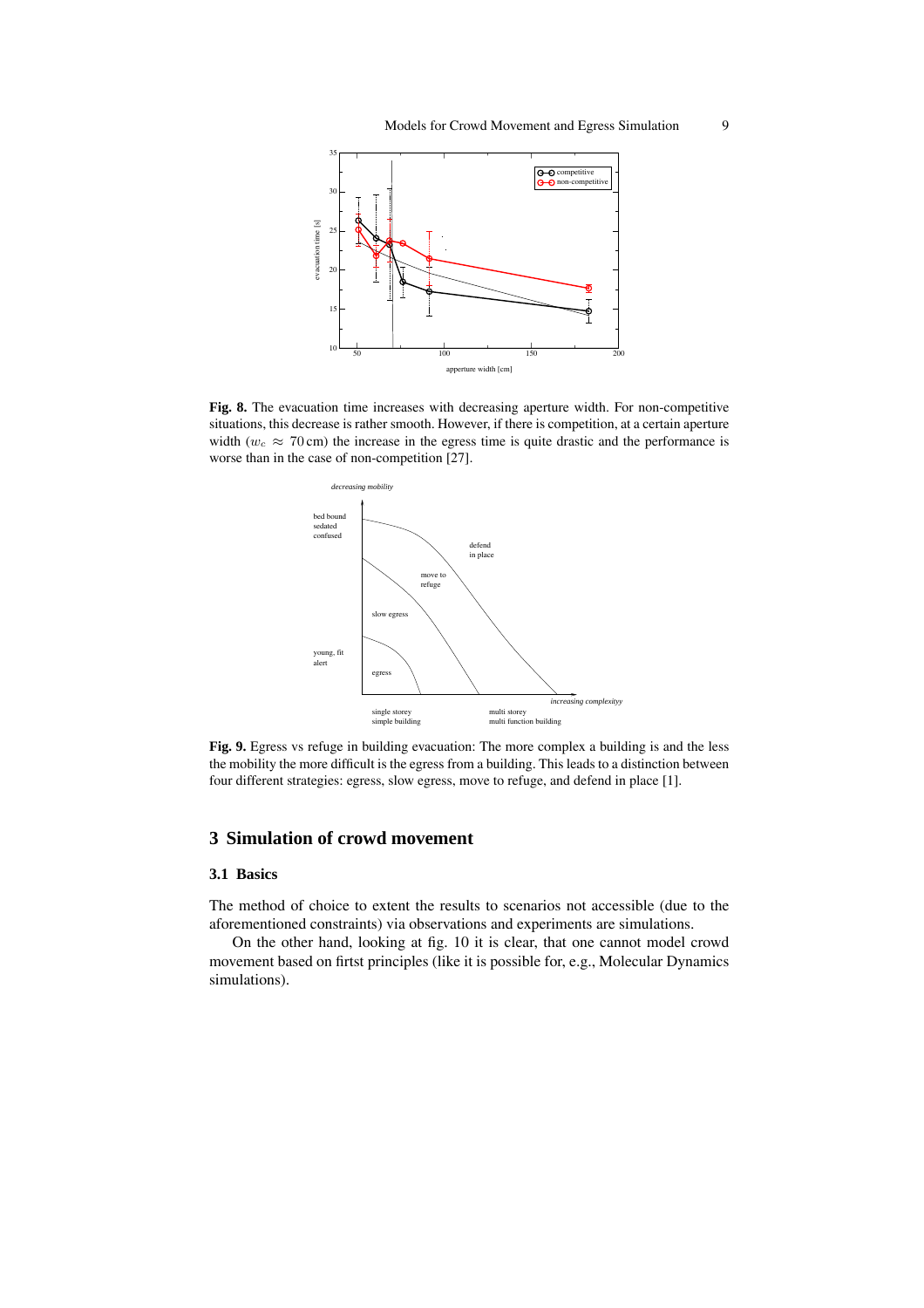**Fig. 8.** The evacuation time increases with decreasing aperture width. For non-competitive situations, this decrease is rather smooth. However, if there is competition, at a certain aperture width ($w_c \approx 70\,\text{cm}$) the increase in the egress time is quite drastic and the performance is worse than in the case of non-competition [27].

**Fig. 9.** Egress vs refuge in building evacuation: The more complex a building is and the less the mobility the more difficult is the egress from a building. This leads to a distinction between four different strategies: egress, slow egress, move to refuge, and defend in place [1].

## 3 Simulation of crowd movement

### 3.1 Basics

The method of choice to extent the results to scenarios not accessible (due to the aforementioned constraints) via observations and experiments are simulations.

On the other hand, looking at fig. 10 it is clear, that one cannot model crowd movement based on firtst principles (like it is possible for, e.g., Molecular Dynamics simulations).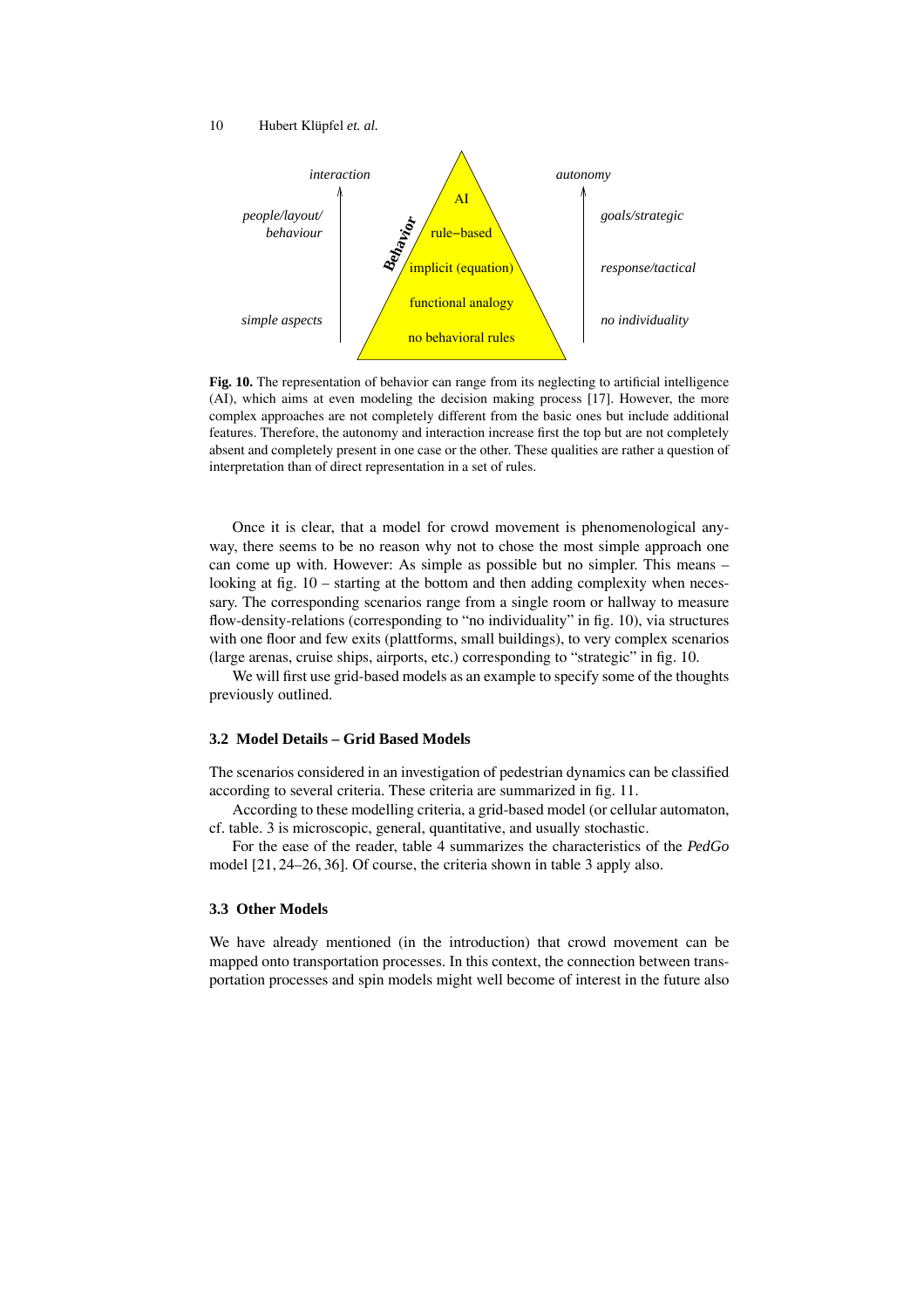Fig. 10. The representation of behavior can range from its neglecting to artificial intelligence (AI), which aims at even modeling the decision making process [17]. However, the more complex approaches are not completely different from the basic ones but include additional features. Therefore, the autonomy and interaction increase first the top but are not completely absent and completely present in one case or the other. These qualities are rather a question of interpretation than of direct representation in a set of rules.

Once it is clear, that a model for crowd movement is phenomenological anyway, there seems to be no reason why not to chose the most simple approach one can come up with. However: As simple as possible but no simpler. This means – looking at fig. 10 – starting at the bottom and then adding complexity when necessary. The corresponding scenarios range from a single room or hallway to measure flow-density-relations (corresponding to "no individuality" in fig. 10), via structures with one floor and few exits (plattforms, small buildings), to very complex scenarios (large arenas, cruise ships, airports, etc.) corresponding to "strategic" in fig. 10.

We will first use grid-based models as an example to specify some of the thoughts previously outlined.

### 3.2 Model Details – Grid Based Models

The scenarios considered in an investigation of pedestrian dynamics can be classified according to several criteria. These criteria are summarized in fig. 11.

According to these modelling criteria, a grid-based model (or cellular automaton, cf. table. 3 is microscopic, general, quantitative, and usually stochastic.

For the ease of the reader, table 4 summarizes the characteristics of the *PedGo* model [21, 24–26, 36]. Of course, the criteria shown in table 3 apply also.

### 3.3 Other Models

We have already mentioned (in the introduction) that crowd movement can be mapped onto transportation processes. In this context, the connection between transportation processes and spin models might well become of interest in the future also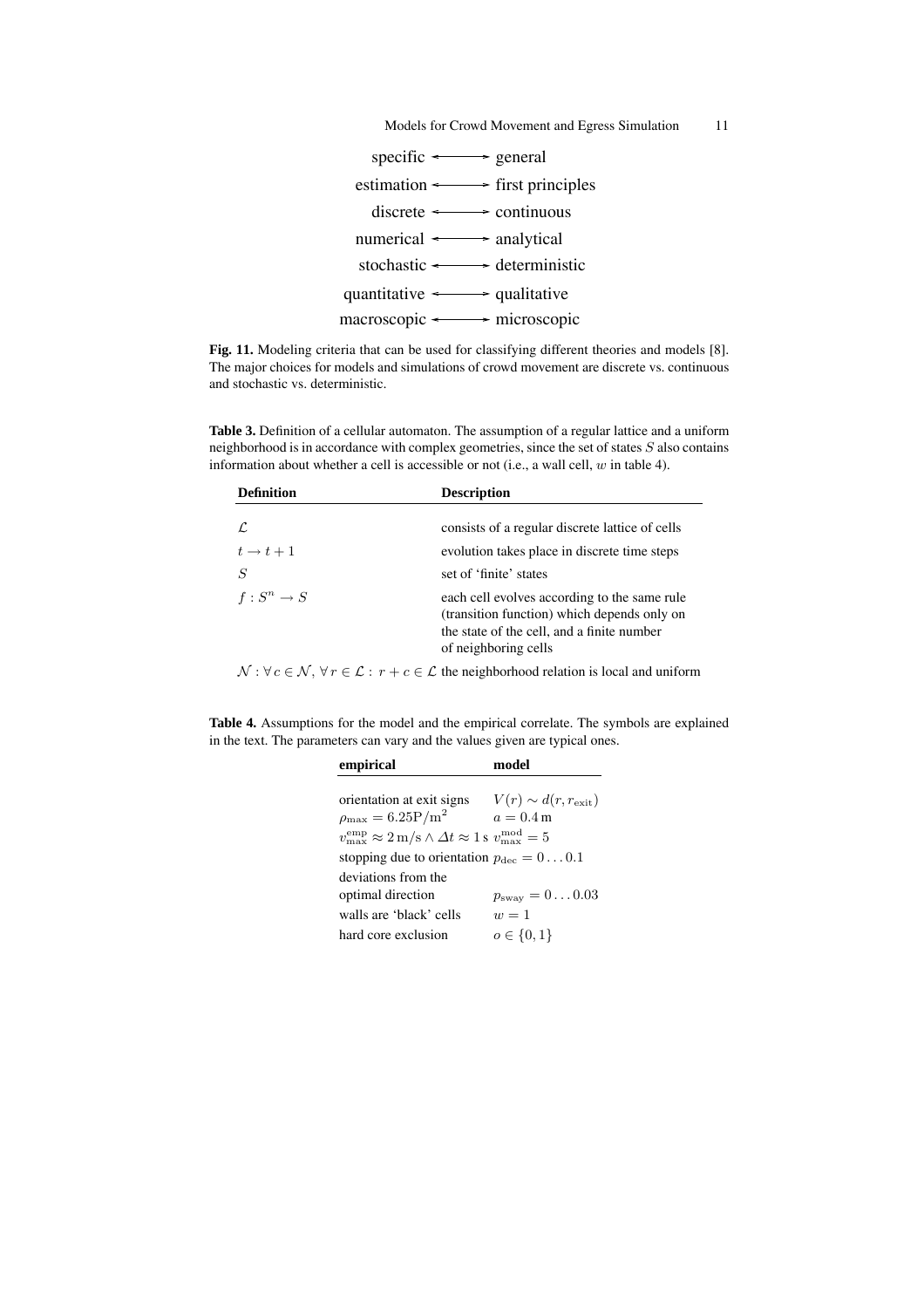| | | |
|---|---|---|
| specific | ⟷ | general |
| estimation | ⟷ | first principles |
| discrete | ⟷ | continuous |
| numerical | ⟷ | analytical |
| stochastic | ⟷ | deterministic |
| quantitative | ⟷ | qualitative |
| macroscopic | ⟷ | microscopic |

**Fig. 11.** Modeling criteria that can be used for classifying different theories and models [8]. The major choices for models and simulations of crowd movement are discrete vs. continuous and stochastic vs. deterministic.

**Table 3.** Definition of a cellular automaton. The assumption of a regular lattice and a uniform neighborhood is in accordance with complex geometries, since the set of states $S$ also contains information about whether a cell is accessible or not (i.e., a wall cell, $w$ in table 4).

| **Definition** | **Description** |
|---|---|
| $\mathcal{L}$ | consists of a regular discrete lattice of cells |
| $t \to t+1$ | evolution takes place in discrete time steps |
| $S$ | set of 'finite' states |
| $f : S^n \to S$ | each cell evolves according to the same rule (transition function) which depends only on the state of the cell, and a finite number of neighboring cells |
| $\mathcal{N} : \forall\, c \in \mathcal{N},\, \forall\, r \in \mathcal{L} :\, r + c \in \mathcal{L}$ | the neighborhood relation is local and uniform |

**Table 4.** Assumptions for the model and the empirical correlate. The symbols are explained in the text. The parameters can vary and the values given are typical ones.

| **empirical** | **model** |
|---|---|
| orientation at exit signs | $V(r) \sim d(r, r_{\mathrm{exit}})$ |
| $\rho_{\max} = 6.25\mathrm{P/m}^2$ | $a = 0.4\,\mathrm{m}$ |
| $v_{\max}^{\mathrm{emp}} \approx 2\,\mathrm{m/s} \wedge \Delta t \approx 1\,\mathrm{s}$ | $v_{\max}^{\mathrm{mod}} = 5$ |
| stopping due to orientation | $p_{\mathrm{dec}} = 0 \ldots 0.1$ |
| deviations from the optimal direction | $p_{\mathrm{sway}} = 0 \ldots 0.03$ |
| walls are 'black' cells | $w = 1$ |
| hard core exclusion | $o \in \{0, 1\}$ |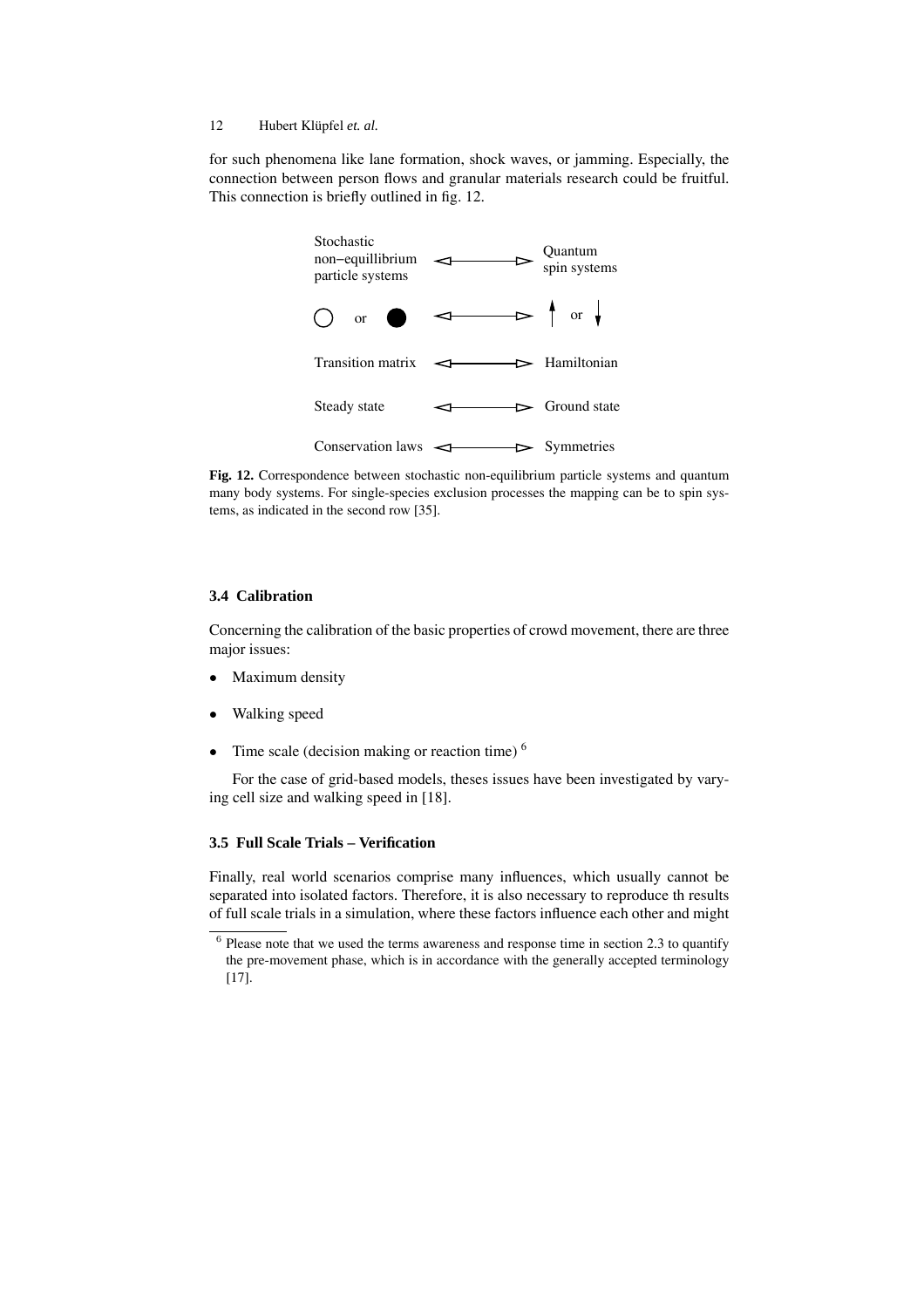for such phenomena like lane formation, shock waves, or jamming. Especially, the connection between person flows and granular materials research could be fruitful. This connection is briefly outlined in fig. 12.

| Stochastic non−equillibrium particle systems | ⟷ | Quantum spin systems |
| --- | --- | --- |
| ○ or ● | ⟷ | ↑ or ↓ |
| Transition matrix | ⟷ | Hamiltonian |
| Steady state | ⟷ | Ground state |
| Conservation laws | ⟷ | Symmetries |

**Fig. 12.** Correspondence between stochastic non-equilibrium particle systems and quantum many body systems. For single-species exclusion processes the mapping can be to spin systems, as indicated in the second row [35].

### 3.4 Calibration

Concerning the calibration of the basic properties of crowd movement, there are three major issues:

- Maximum density
- Walking speed
- Time scale (decision making or reaction time) [6]

For the case of grid-based models, theses issues have been investigated by varying cell size and walking speed in [18].

### 3.5 Full Scale Trials – Verification

Finally, real world scenarios comprise many influences, which usually cannot be separated into isolated factors. Therefore, it is also necessary to reproduce th results of full scale trials in a simulation, where these factors influence each other and might

[6] Please note that we used the terms awareness and response time in section 2.3 to quantify the pre-movement phase, which is in accordance with the generally accepted terminology [17].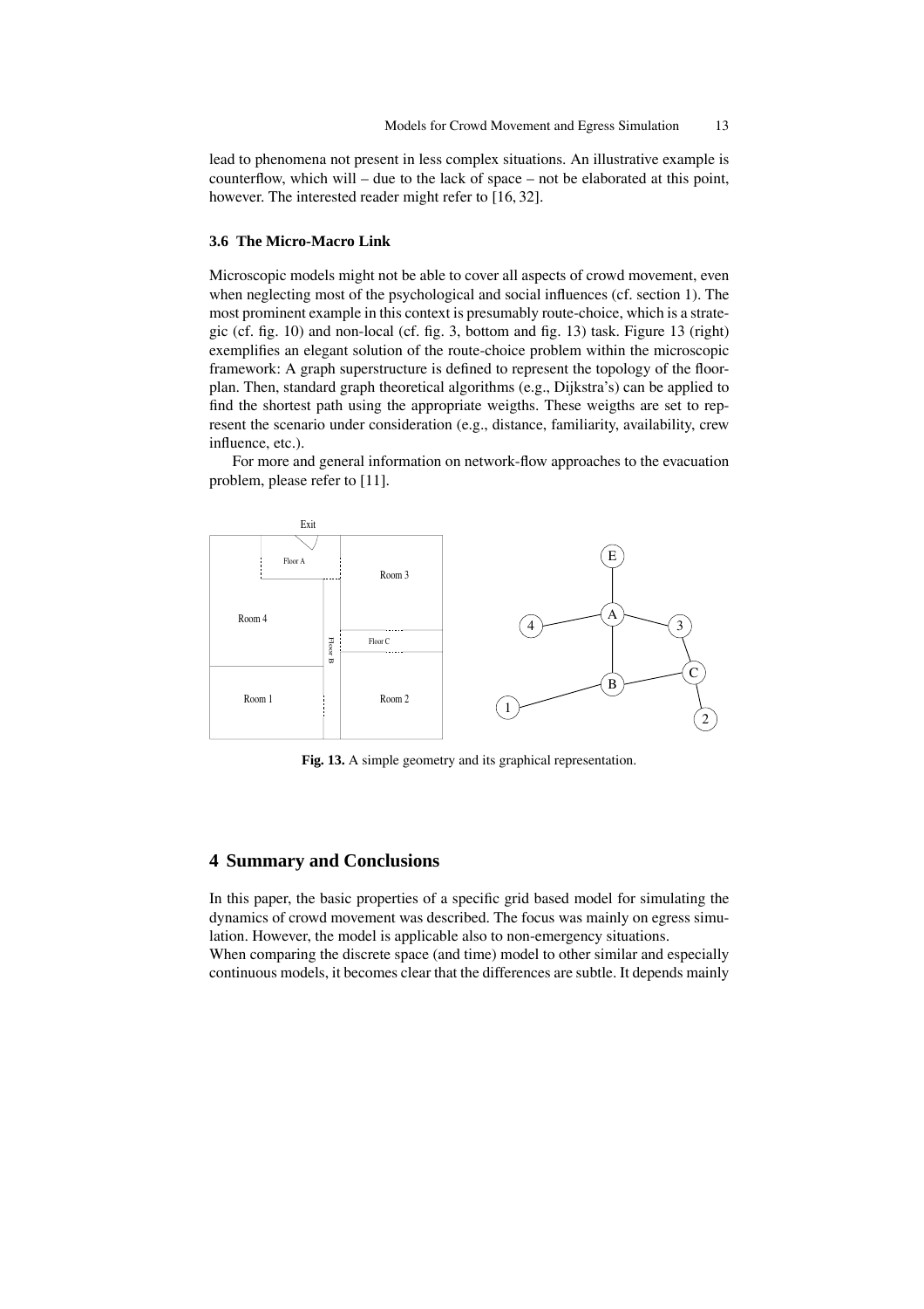lead to phenomena not present in less complex situations. An illustrative example is counterflow, which will – due to the lack of space – not be elaborated at this point, however. The interested reader might refer to [16, 32].

### 3.6 The Micro-Macro Link

Microscopic models might not be able to cover all aspects of crowd movement, even when neglecting most of the psychological and social influences (cf. section 1). The most prominent example in this context is presumably route-choice, which is a strategic (cf. fig. 10) and non-local (cf. fig. 3, bottom and fig. 13) task. Figure 13 (right) exemplifies an elegant solution of the route-choice problem within the microscopic framework: A graph superstructure is defined to represent the topology of the floorplan. Then, standard graph theoretical algorithms (e.g., Dijkstra's) can be applied to find the shortest path using the appropriate weigths. These weigths are set to represent the scenario under consideration (e.g., distance, familiarity, availability, crew influence, etc.).

For more and general information on network-flow approaches to the evacuation problem, please refer to [11].

**Fig. 13.** A simple geometry and its graphical representation.

## 4 Summary and Conclusions

In this paper, the basic properties of a specific grid based model for simulating the dynamics of crowd movement was described. The focus was mainly on egress simulation. However, the model is applicable also to non-emergency situations.
When comparing the discrete space (and time) model to other similar and especially continuous models, it becomes clear that the differences are subtle. It depends mainly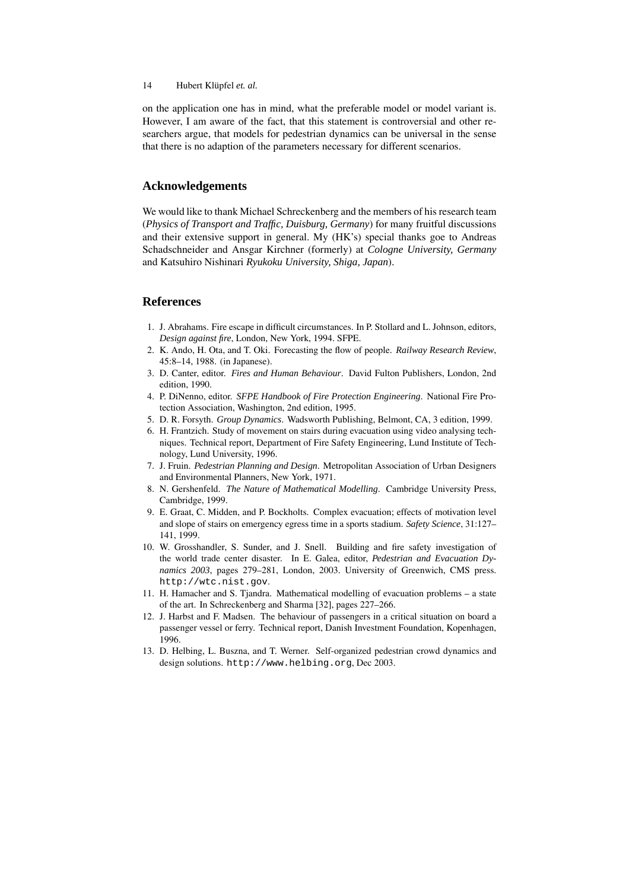on the application one has in mind, what the preferable model or model variant is. However, I am aware of the fact, that this statement is controversial and other researchers argue, that models for pedestrian dynamics can be universal in the sense that there is no adaption of the parameters necessary for different scenarios.

## Acknowledgements

We would like to thank Michael Schreckenberg and the members of his research team (*Physics of Transport and Traffic, Duisburg, Germany*) for many fruitful discussions and their extensive support in general. My (HK's) special thanks goe to Andreas Schadschneider and Ansgar Kirchner (formerly) at *Cologne University, Germany* and Katsuhiro Nishinari *Ryukoku University, Shiga, Japan*).

## References

1. J. Abrahams. Fire escape in difficult circumstances. In P. Stollard and L. Johnson, editors, *Design against fire*, London, New York, 1994. SFPE.
2. K. Ando, H. Ota, and T. Oki. Forecasting the flow of people. *Railway Research Review*, 45:8–14, 1988. (in Japanese).
3. D. Canter, editor. *Fires and Human Behaviour*. David Fulton Publishers, London, 2nd edition, 1990.
4. P. DiNenno, editor. *SFPE Handbook of Fire Protection Engineering*. National Fire Protection Association, Washington, 2nd edition, 1995.
5. D. R. Forsyth. *Group Dynamics*. Wadsworth Publishing, Belmont, CA, 3 edition, 1999.
6. H. Frantzich. Study of movement on stairs during evacuation using video analysing techniques. Technical report, Department of Fire Safety Engineering, Lund Institute of Technology, Lund University, 1996.
7. J. Fruin. *Pedestrian Planning and Design*. Metropolitan Association of Urban Designers and Environmental Planners, New York, 1971.
8. N. Gershenfeld. *The Nature of Mathematical Modelling*. Cambridge University Press, Cambridge, 1999.
9. E. Graat, C. Midden, and P. Bockholts. Complex evacuation; effects of motivation level and slope of stairs on emergency egress time in a sports stadium. *Safety Science*, 31:127–141, 1999.
10. W. Grosshandler, S. Sunder, and J. Snell. Building and fire safety investigation of the world trade center disaster. In E. Galea, editor, *Pedestrian and Evacuation Dynamics 2003*, pages 279–281, London, 2003. University of Greenwich, CMS press. `http://wtc.nist.gov`.
11. H. Hamacher and S. Tjandra. Mathematical modelling of evacuation problems – a state of the art. In Schreckenberg and Sharma [32], pages 227–266.
12. J. Harbst and F. Madsen. The behaviour of passengers in a critical situation on board a passenger vessel or ferry. Technical report, Danish Investment Foundation, Kopenhagen, 1996.
13. D. Helbing, L. Buszna, and T. Werner. Self-organized pedestrian crowd dynamics and design solutions. `http://www.helbing.org`, Dec 2003.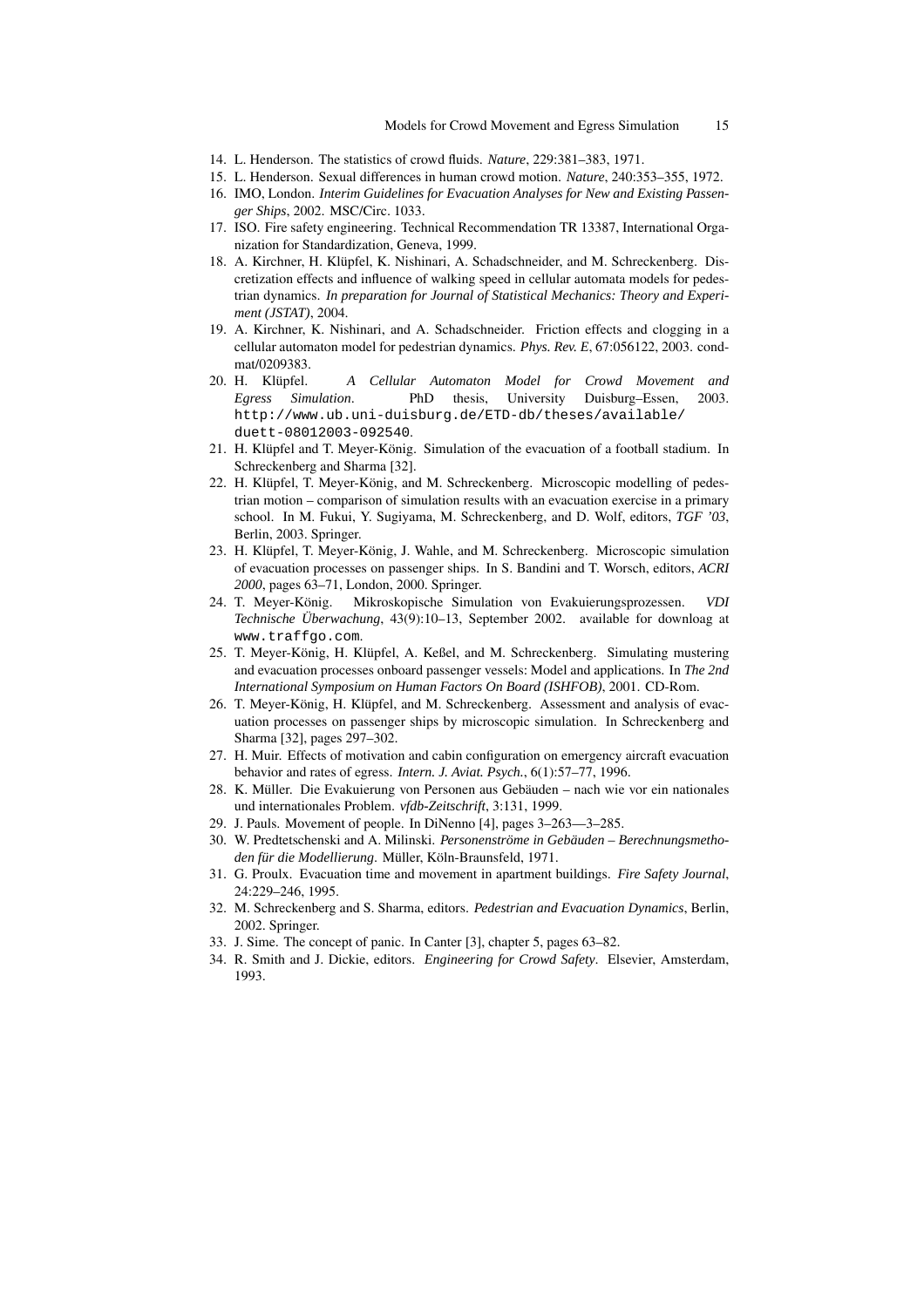14. L. Henderson. The statistics of crowd fluids. *Nature*, 229:381–383, 1971.
15. L. Henderson. Sexual differences in human crowd motion. *Nature*, 240:353–355, 1972.
16. IMO, London. *Interim Guidelines for Evacuation Analyses for New and Existing Passenger Ships*, 2002. MSC/Circ. 1033.
17. ISO. Fire safety engineering. Technical Recommendation TR 13387, International Organization for Standardization, Geneva, 1999.
18. A. Kirchner, H. Klüpfel, K. Nishinari, A. Schadschneider, and M. Schreckenberg. Discretization effects and influence of walking speed in cellular automata models for pedestrian dynamics. *In preparation for Journal of Statistical Mechanics: Theory and Experiment (JSTAT)*, 2004.
19. A. Kirchner, K. Nishinari, and A. Schadschneider. Friction effects and clogging in a cellular automaton model for pedestrian dynamics. *Phys. Rev. E*, 67:056122, 2003. cond-mat/0209383.
20. H. Klüpfel. *A Cellular Automaton Model for Crowd Movement and Egress Simulation*. PhD thesis, University Duisburg–Essen, 2003. `http://www.ub.uni-duisburg.de/ETD-db/theses/available/duett-08012003-092540`.
21. H. Klüpfel and T. Meyer-König. Simulation of the evacuation of a football stadium. In Schreckenberg and Sharma [32].
22. H. Klüpfel, T. Meyer-König, and M. Schreckenberg. Microscopic modelling of pedestrian motion – comparison of simulation results with an evacuation exercise in a primary school. In M. Fukui, Y. Sugiyama, M. Schreckenberg, and D. Wolf, editors, *TGF '03*, Berlin, 2003. Springer.
23. H. Klüpfel, T. Meyer-König, J. Wahle, and M. Schreckenberg. Microscopic simulation of evacuation processes on passenger ships. In S. Bandini and T. Worsch, editors, *ACRI 2000*, pages 63–71, London, 2000. Springer.
24. T. Meyer-König. Mikroskopische Simulation von Evakuierungsprozessen. *VDI Technische Überwachung*, 43(9):10–13, September 2002. available for downloag at `www.traffgo.com`.
25. T. Meyer-König, H. Klüpfel, A. Keßel, and M. Schreckenberg. Simulating mustering and evacuation processes onboard passenger vessels: Model and applications. In *The 2nd International Symposium on Human Factors On Board (ISHFOB)*, 2001. CD-Rom.
26. T. Meyer-König, H. Klüpfel, and M. Schreckenberg. Assessment and analysis of evacuation processes on passenger ships by microscopic simulation. In Schreckenberg and Sharma [32], pages 297–302.
27. H. Muir. Effects of motivation and cabin configuration on emergency aircraft evacuation behavior and rates of egress. *Intern. J. Aviat. Psych.*, 6(1):57–77, 1996.
28. K. Müller. Die Evakuierung von Personen aus Gebäuden – nach wie vor ein nationales und internationales Problem. *vfdb-Zeitschrift*, 3:131, 1999.
29. J. Pauls. Movement of people. In DiNenno [4], pages 3–263—3–285.
30. W. Predtetschenski and A. Milinski. *Personenströme in Gebäuden – Berechnungsmethoden für die Modellierung*. Müller, Köln-Braunsfeld, 1971.
31. G. Proulx. Evacuation time and movement in apartment buildings. *Fire Safety Journal*, 24:229–246, 1995.
32. M. Schreckenberg and S. Sharma, editors. *Pedestrian and Evacuation Dynamics*, Berlin, 2002. Springer.
33. J. Sime. The concept of panic. In Canter [3], chapter 5, pages 63–82.
34. R. Smith and J. Dickie, editors. *Engineering for Crowd Safety*. Elsevier, Amsterdam, 1993.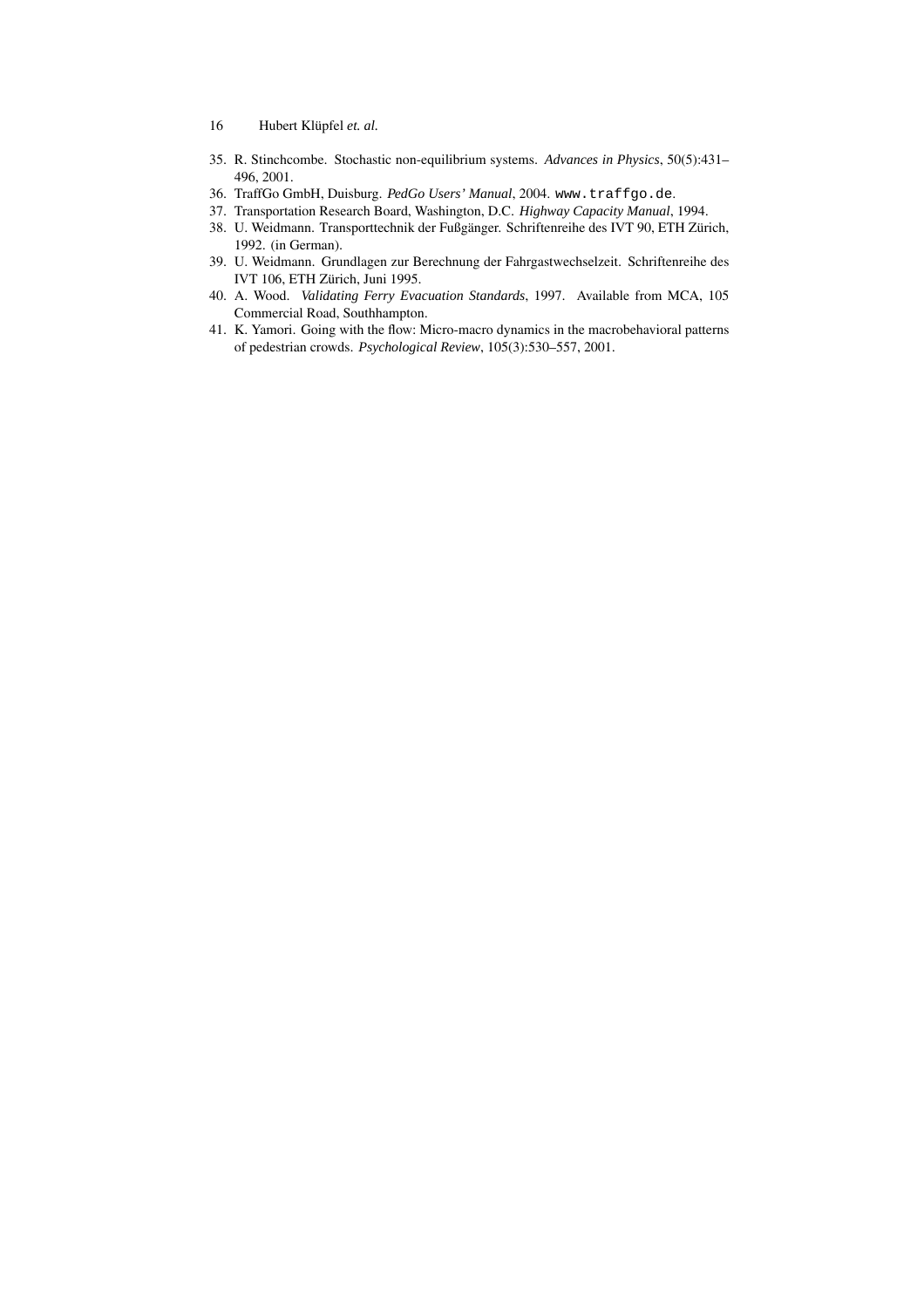35. R. Stinchcombe. Stochastic non-equilibrium systems. *Advances in Physics*, 50(5):431–496, 2001.
36. TraffGo GmbH, Duisburg. *PedGo Users' Manual*, 2004. `www.traffgo.de`.
37. Transportation Research Board, Washington, D.C. *Highway Capacity Manual*, 1994.
38. U. Weidmann. Transporttechnik der Fußgänger. Schriftenreihe des IVT 90, ETH Zürich, 1992. (in German).
39. U. Weidmann. Grundlagen zur Berechnung der Fahrgastwechselzeit. Schriftenreihe des IVT 106, ETH Zürich, Juni 1995.
40. A. Wood. *Validating Ferry Evacuation Standards*, 1997. Available from MCA, 105 Commercial Road, Southhampton.
41. K. Yamori. Going with the flow: Micro-macro dynamics in the macrobehavioral patterns of pedestrian crowds. *Psychological Review*, 105(3):530–557, 2001.